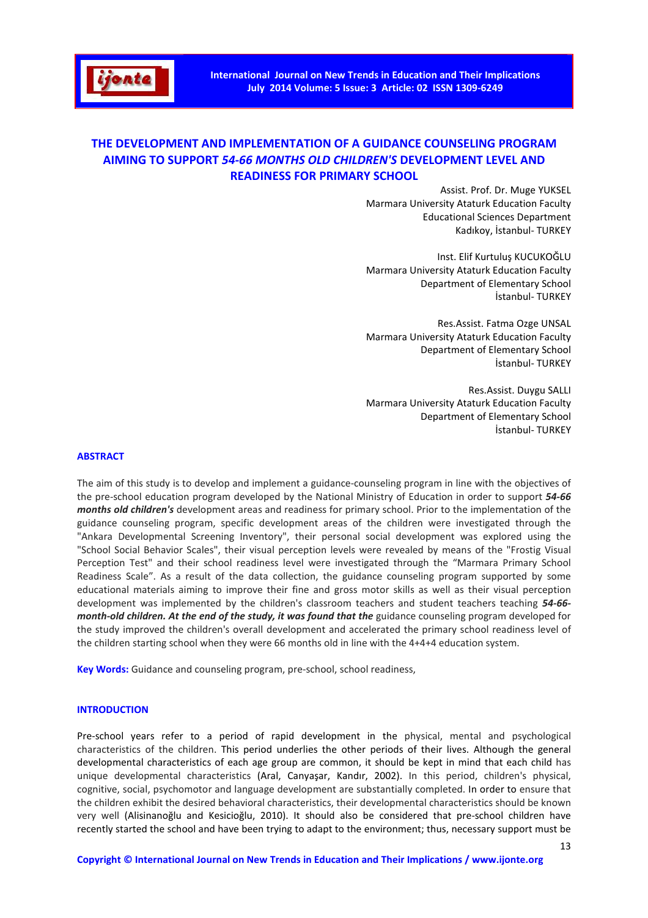# THE DEVELOPMENT AND IMPLEMENTATION OF A GUIDANCE COUNSELING PROGRAM AIMING TO SUPPORT *54-66 MONTHS OLD CHILDREN'S* DEVELOPMENT LEVEL AND READINESS FOR PRIMARY SCHOOL

Assist. Prof. Dr. Muge YUKSEL
Marmara University Ataturk Education Faculty
Educational Sciences Department
Kadıkoy, İstanbul- TURKEY

Inst. Elif Kurtuluş KUCUKOĞLU
Marmara University Ataturk Education Faculty
Department of Elementary School
İstanbul- TURKEY

Res.Assist. Fatma Ozge UNSAL
Marmara University Ataturk Education Faculty
Department of Elementary School
İstanbul- TURKEY

Res.Assist. Duygu SALLI
Marmara University Ataturk Education Faculty
Department of Elementary School
İstanbul- TURKEY

## ABSTRACT

The aim of this study is to develop and implement a guidance-counseling program in line with the objectives of the pre-school education program developed by the National Ministry of Education in order to support ***54-66 months old children's*** development areas and readiness for primary school. Prior to the implementation of the guidance counseling program, specific development areas of the children were investigated through the "Ankara Developmental Screening Inventory", their personal social development was explored using the "School Social Behavior Scales", their visual perception levels were revealed by means of the "Frostig Visual Perception Test" and their school readiness level were investigated through the "Marmara Primary School Readiness Scale". As a result of the data collection, the guidance counseling program supported by some educational materials aiming to improve their fine and gross motor skills as well as their visual perception development was implemented by the children's classroom teachers and student teachers teaching ***54-66-month-old children. At the end of the study, it was found that the*** guidance counseling program developed for the study improved the children's overall development and accelerated the primary school readiness level of the children starting school when they were 66 months old in line with the 4+4+4 education system.

**Key Words:** Guidance and counseling program, pre-school, school readiness,

## INTRODUCTION

Pre-school years refer to a period of rapid development in the physical, mental and psychological characteristics of the children. This period underlies the other periods of their lives. Although the general developmental characteristics of each age group are common, it should be kept in mind that each child has unique developmental characteristics (Aral, Canyaşar, Kandır, 2002). In this period, children's physical, cognitive, social, psychomotor and language development are substantially completed. In order to ensure that the children exhibit the desired behavioral characteristics, their developmental characteristics should be known very well (Alisinanoğlu and Kesicioğlu, 2010). It should also be considered that pre-school children have recently started the school and have been trying to adapt to the environment; thus, necessary support must be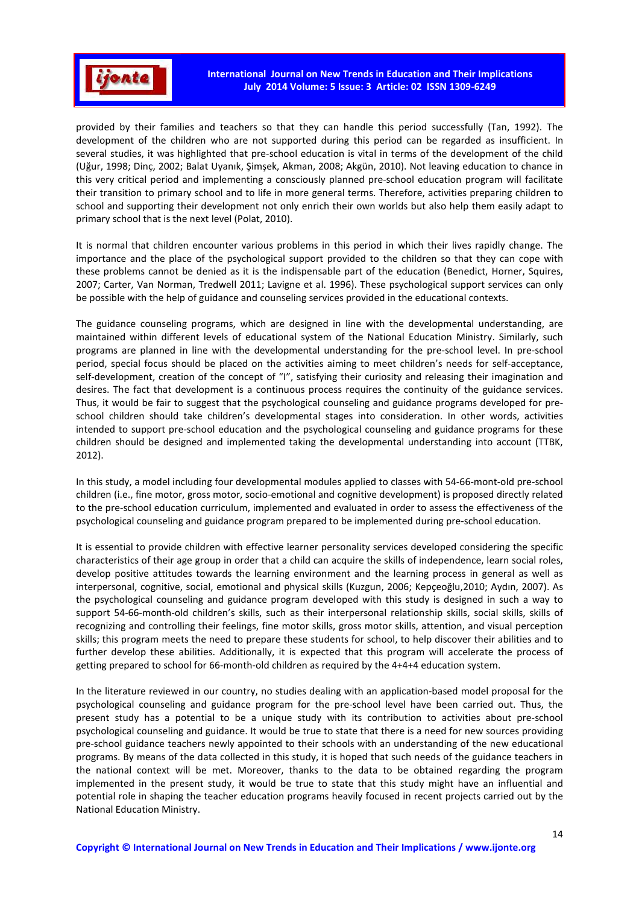provided by their families and teachers so that they can handle this period successfully (Tan, 1992). The development of the children who are not supported during this period can be regarded as insufficient. In several studies, it was highlighted that pre-school education is vital in terms of the development of the child (Uğur, 1998; Dinç, 2002; Balat Uyanık, Şimşek, Akman, 2008; Akgün, 2010). Not leaving education to chance in this very critical period and implementing a consciously planned pre-school education program will facilitate their transition to primary school and to life in more general terms. Therefore, activities preparing children to school and supporting their development not only enrich their own worlds but also help them easily adapt to primary school that is the next level (Polat, 2010).

It is normal that children encounter various problems in this period in which their lives rapidly change. The importance and the place of the psychological support provided to the children so that they can cope with these problems cannot be denied as it is the indispensable part of the education (Benedict, Horner, Squires, 2007; Carter, Van Norman, Tredwell 2011; Lavigne et al. 1996). These psychological support services can only be possible with the help of guidance and counseling services provided in the educational contexts.

The guidance counseling programs, which are designed in line with the developmental understanding, are maintained within different levels of educational system of the National Education Ministry. Similarly, such programs are planned in line with the developmental understanding for the pre-school level. In pre-school period, special focus should be placed on the activities aiming to meet children's needs for self-acceptance, self-development, creation of the concept of "I", satisfying their curiosity and releasing their imagination and desires. The fact that development is a continuous process requires the continuity of the guidance services. Thus, it would be fair to suggest that the psychological counseling and guidance programs developed for pre-school children should take children's developmental stages into consideration. In other words, activities intended to support pre-school education and the psychological counseling and guidance programs for these children should be designed and implemented taking the developmental understanding into account (TTBK, 2012).

In this study, a model including four developmental modules applied to classes with 54-66-mont-old pre-school children (i.e., fine motor, gross motor, socio-emotional and cognitive development) is proposed directly related to the pre-school education curriculum, implemented and evaluated in order to assess the effectiveness of the psychological counseling and guidance program prepared to be implemented during pre-school education.

It is essential to provide children with effective learner personality services developed considering the specific characteristics of their age group in order that a child can acquire the skills of independence, learn social roles, develop positive attitudes towards the learning environment and the learning process in general as well as interpersonal, cognitive, social, emotional and physical skills (Kuzgun, 2006; Kepçeoğlu,2010; Aydın, 2007). As the psychological counseling and guidance program developed with this study is designed in such a way to support 54-66-month-old children's skills, such as their interpersonal relationship skills, social skills, skills of recognizing and controlling their feelings, fine motor skills, gross motor skills, attention, and visual perception skills; this program meets the need to prepare these students for school, to help discover their abilities and to further develop these abilities. Additionally, it is expected that this program will accelerate the process of getting prepared to school for 66-month-old children as required by the 4+4+4 education system.

In the literature reviewed in our country, no studies dealing with an application-based model proposal for the psychological counseling and guidance program for the pre-school level have been carried out. Thus, the present study has a potential to be a unique study with its contribution to activities about pre-school psychological counseling and guidance. It would be true to state that there is a need for new sources providing pre-school guidance teachers newly appointed to their schools with an understanding of the new educational programs. By means of the data collected in this study, it is hoped that such needs of the guidance teachers in the national context will be met. Moreover, thanks to the data to be obtained regarding the program implemented in the present study, it would be true to state that this study might have an influential and potential role in shaping the teacher education programs heavily focused in recent projects carried out by the National Education Ministry.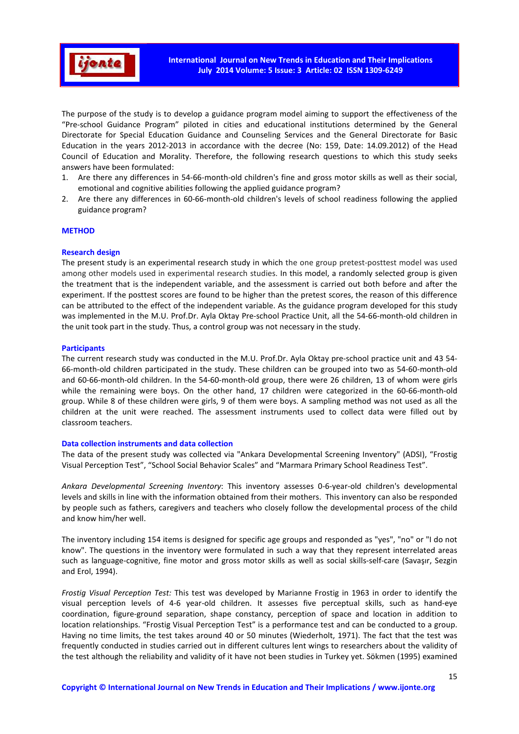The purpose of the study is to develop a guidance program model aiming to support the effectiveness of the "Pre-school Guidance Program" piloted in cities and educational institutions determined by the General Directorate for Special Education Guidance and Counseling Services and the General Directorate for Basic Education in the years 2012-2013 in accordance with the decree (No: 159, Date: 14.09.2012) of the Head Council of Education and Morality. Therefore, the following research questions to which this study seeks answers have been formulated:

1. Are there any differences in 54-66-month-old children's fine and gross motor skills as well as their social, emotional and cognitive abilities following the applied guidance program?
2. Are there any differences in 60-66-month-old children's levels of school readiness following the applied guidance program?

## METHOD

### Research design

The present study is an experimental research study in which the one group pretest-posttest model was used among other models used in experimental research studies. In this model, a randomly selected group is given the treatment that is the independent variable, and the assessment is carried out both before and after the experiment. If the posttest scores are found to be higher than the pretest scores, the reason of this difference can be attributed to the effect of the independent variable. As the guidance program developed for this study was implemented in the M.U. Prof.Dr. Ayla Oktay Pre-school Practice Unit, all the 54-66-month-old children in the unit took part in the study. Thus, a control group was not necessary in the study.

### Participants

The current research study was conducted in the M.U. Prof.Dr. Ayla Oktay pre-school practice unit and 43 54-66-month-old children participated in the study. These children can be grouped into two as 54-60-month-old and 60-66-month-old children. In the 54-60-month-old group, there were 26 children, 13 of whom were girls while the remaining were boys. On the other hand, 17 children were categorized in the 60-66-month-old group. While 8 of these children were girls, 9 of them were boys. A sampling method was not used as all the children at the unit were reached. The assessment instruments used to collect data were filled out by classroom teachers.

### Data collection instruments and data collection

The data of the present study was collected via "Ankara Developmental Screening Inventory" (ADSI), "Frostig Visual Perception Test", "School Social Behavior Scales" and "Marmara Primary School Readiness Test".

*Ankara Developmental Screening Inventory*: This inventory assesses 0-6-year-old children's developmental levels and skills in line with the information obtained from their mothers. This inventory can also be responded by people such as fathers, caregivers and teachers who closely follow the developmental process of the child and know him/her well.

The inventory including 154 items is designed for specific age groups and responded as "yes", "no" or "I do not know". The questions in the inventory were formulated in such a way that they represent interrelated areas such as language-cognitive, fine motor and gross motor skills as well as social skills-self-care (Savaşır, Sezgin and Erol, 1994).

*Frostig Visual Perception Test:* This test was developed by Marianne Frostig in 1963 in order to identify the visual perception levels of 4-6 year-old children. It assesses five perceptual skills, such as hand-eye coordination, figure-ground separation, shape constancy, perception of space and location in addition to location relationships. "Frostig Visual Perception Test" is a performance test and can be conducted to a group. Having no time limits, the test takes around 40 or 50 minutes (Wiederholt, 1971). The fact that the test was frequently conducted in studies carried out in different cultures lent wings to researchers about the validity of the test although the reliability and validity of it have not been studies in Turkey yet. Sökmen (1995) examined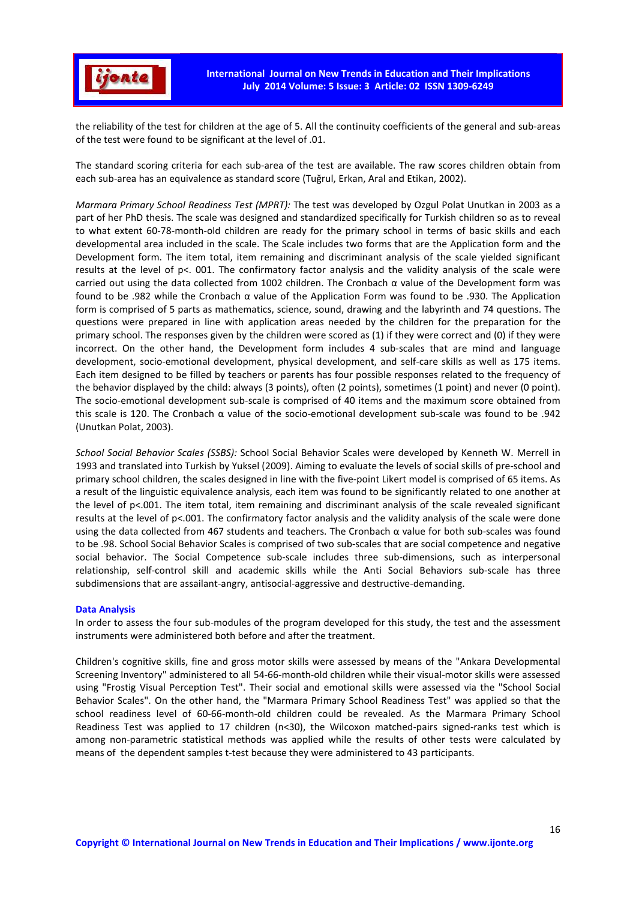the reliability of the test for children at the age of 5. All the continuity coefficients of the general and sub-areas of the test were found to be significant at the level of .01.

The standard scoring criteria for each sub-area of the test are available. The raw scores children obtain from each sub-area has an equivalence as standard score (Tuğrul, Erkan, Aral and Etikan, 2002).

*Marmara Primary School Readiness Test (MPRT):* The test was developed by Ozgul Polat Unutkan in 2003 as a part of her PhD thesis. The scale was designed and standardized specifically for Turkish children so as to reveal to what extent 60-78-month-old children are ready for the primary school in terms of basic skills and each developmental area included in the scale. The Scale includes two forms that are the Application form and the Development form. The item total, item remaining and discriminant analysis of the scale yielded significant results at the level of p<. 001. The confirmatory factor analysis and the validity analysis of the scale were carried out using the data collected from 1002 children. The Cronbach α value of the Development form was found to be .982 while the Cronbach α value of the Application Form was found to be .930. The Application form is comprised of 5 parts as mathematics, science, sound, drawing and the labyrinth and 74 questions. The questions were prepared in line with application areas needed by the children for the preparation for the primary school. The responses given by the children were scored as (1) if they were correct and (0) if they were incorrect. On the other hand, the Development form includes 4 sub-scales that are mind and language development, socio-emotional development, physical development, and self-care skills as well as 175 items. Each item designed to be filled by teachers or parents has four possible responses related to the frequency of the behavior displayed by the child: always (3 points), often (2 points), sometimes (1 point) and never (0 point). The socio-emotional development sub-scale is comprised of 40 items and the maximum score obtained from this scale is 120. The Cronbach α value of the socio-emotional development sub-scale was found to be .942 (Unutkan Polat, 2003).

*School Social Behavior Scales (SSBS):* School Social Behavior Scales were developed by Kenneth W. Merrell in 1993 and translated into Turkish by Yuksel (2009). Aiming to evaluate the levels of social skills of pre-school and primary school children, the scales designed in line with the five-point Likert model is comprised of 65 items. As a result of the linguistic equivalence analysis, each item was found to be significantly related to one another at the level of p<.001. The item total, item remaining and discriminant analysis of the scale revealed significant results at the level of p<.001. The confirmatory factor analysis and the validity analysis of the scale were done using the data collected from 467 students and teachers. The Cronbach α value for both sub-scales was found to be .98. School Social Behavior Scales is comprised of two sub-scales that are social competence and negative social behavior. The Social Competence sub-scale includes three sub-dimensions, such as interpersonal relationship, self-control skill and academic skills while the Anti Social Behaviors sub-scale has three subdimensions that are assailant-angry, antisocial-aggressive and destructive-demanding.

### Data Analysis

In order to assess the four sub-modules of the program developed for this study, the test and the assessment instruments were administered both before and after the treatment.

Children's cognitive skills, fine and gross motor skills were assessed by means of the "Ankara Developmental Screening Inventory" administered to all 54-66-month-old children while their visual-motor skills were assessed using "Frostig Visual Perception Test". Their social and emotional skills were assessed via the "School Social Behavior Scales". On the other hand, the "Marmara Primary School Readiness Test" was applied so that the school readiness level of 60-66-month-old children could be revealed. As the Marmara Primary School Readiness Test was applied to 17 children (n<30), the Wilcoxon matched-pairs signed-ranks test which is among non-parametric statistical methods was applied while the results of other tests were calculated by means of the dependent samples t-test because they were administered to 43 participants.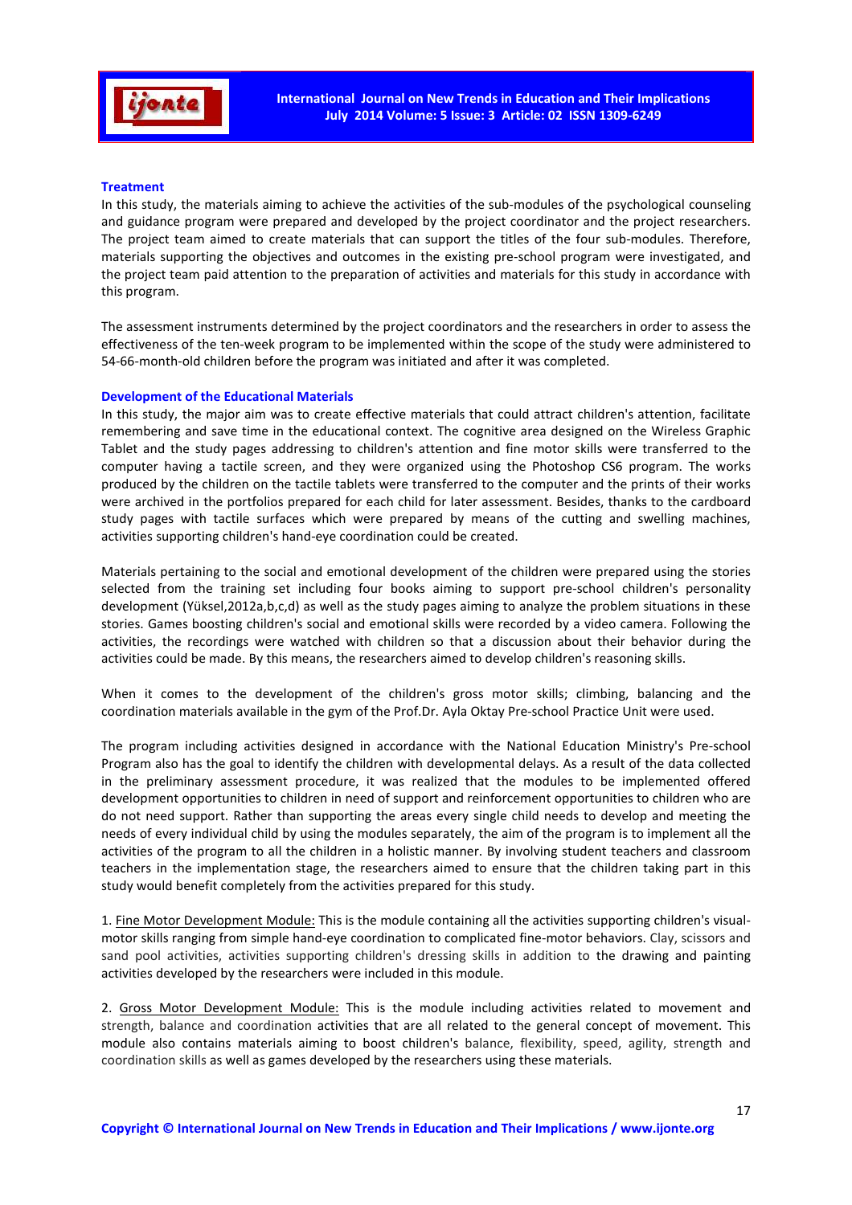### Treatment

In this study, the materials aiming to achieve the activities of the sub-modules of the psychological counseling and guidance program were prepared and developed by the project coordinator and the project researchers. The project team aimed to create materials that can support the titles of the four sub-modules. Therefore, materials supporting the objectives and outcomes in the existing pre-school program were investigated, and the project team paid attention to the preparation of activities and materials for this study in accordance with this program.

The assessment instruments determined by the project coordinators and the researchers in order to assess the effectiveness of the ten-week program to be implemented within the scope of the study were administered to 54-66-month-old children before the program was initiated and after it was completed.

### Development of the Educational Materials

In this study, the major aim was to create effective materials that could attract children's attention, facilitate remembering and save time in the educational context. The cognitive area designed on the Wireless Graphic Tablet and the study pages addressing to children's attention and fine motor skills were transferred to the computer having a tactile screen, and they were organized using the Photoshop CS6 program. The works produced by the children on the tactile tablets were transferred to the computer and the prints of their works were archived in the portfolios prepared for each child for later assessment. Besides, thanks to the cardboard study pages with tactile surfaces which were prepared by means of the cutting and swelling machines, activities supporting children's hand-eye coordination could be created.

Materials pertaining to the social and emotional development of the children were prepared using the stories selected from the training set including four books aiming to support pre-school children's personality development (Yüksel,2012a,b,c,d) as well as the study pages aiming to analyze the problem situations in these stories. Games boosting children's social and emotional skills were recorded by a video camera. Following the activities, the recordings were watched with children so that a discussion about their behavior during the activities could be made. By this means, the researchers aimed to develop children's reasoning skills.

When it comes to the development of the children's gross motor skills; climbing, balancing and the coordination materials available in the gym of the Prof.Dr. Ayla Oktay Pre-school Practice Unit were used.

The program including activities designed in accordance with the National Education Ministry's Pre-school Program also has the goal to identify the children with developmental delays. As a result of the data collected in the preliminary assessment procedure, it was realized that the modules to be implemented offered development opportunities to children in need of support and reinforcement opportunities to children who are do not need support. Rather than supporting the areas every single child needs to develop and meeting the needs of every individual child by using the modules separately, the aim of the program is to implement all the activities of the program to all the children in a holistic manner. By involving student teachers and classroom teachers in the implementation stage, the researchers aimed to ensure that the children taking part in this study would benefit completely from the activities prepared for this study.

1. Fine Motor Development Module: This is the module containing all the activities supporting children's visual-motor skills ranging from simple hand-eye coordination to complicated fine-motor behaviors. Clay, scissors and sand pool activities, activities supporting children's dressing skills in addition to the drawing and painting activities developed by the researchers were included in this module.

2. Gross Motor Development Module: This is the module including activities related to movement and strength, balance and coordination activities that are all related to the general concept of movement. This module also contains materials aiming to boost children's balance, flexibility, speed, agility, strength and coordination skills as well as games developed by the researchers using these materials.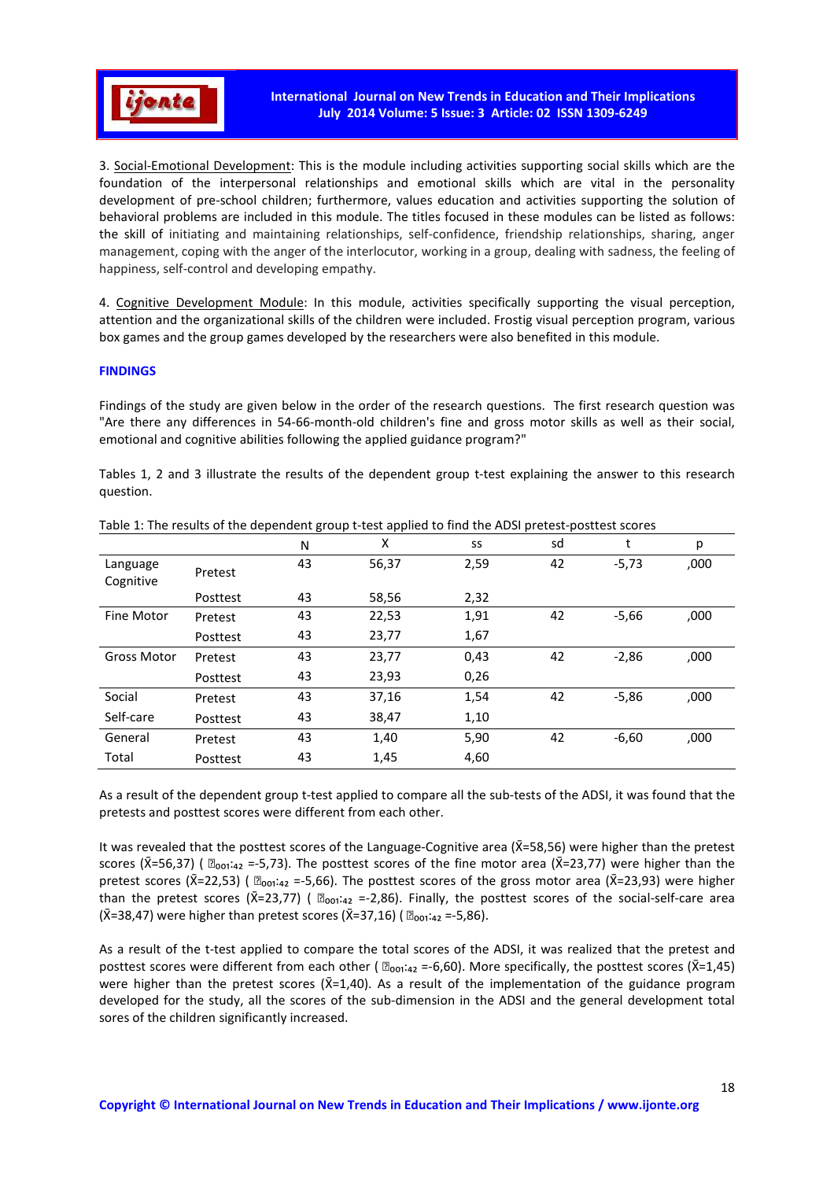3. Social-Emotional Development: This is the module including activities supporting social skills which are the foundation of the interpersonal relationships and emotional skills which are vital in the personality development of pre-school children; furthermore, values education and activities supporting the solution of behavioral problems are included in this module. The titles focused in these modules can be listed as follows: the skill of initiating and maintaining relationships, self-confidence, friendship relationships, sharing, anger management, coping with the anger of the interlocutor, working in a group, dealing with sadness, the feeling of happiness, self-control and developing empathy.

4. Cognitive Development Module: In this module, activities specifically supporting the visual perception, attention and the organizational skills of the children were included. Frostig visual perception program, various box games and the group games developed by the researchers were also benefited in this module.

## FINDINGS

Findings of the study are given below in the order of the research questions. The first research question was "Are there any differences in 54-66-month-old children's fine and gross motor skills as well as their social, emotional and cognitive abilities following the applied guidance program?"

Tables 1, 2 and 3 illustrate the results of the dependent group t-test explaining the answer to this research question.

Table 1: The results of the dependent group t-test applied to find the ADSI pretest-posttest scores

| | | N | X | ss | sd | t | p |
|---|---|---|---|---|---|---|---|
| Language Cognitive | Pretest | 43 | 56,37 | 2,59 | 42 | -5,73 | ,000 |
| | Posttest | 43 | 58,56 | 2,32 | | | |
| Fine Motor | Pretest | 43 | 22,53 | 1,91 | 42 | -5,66 | ,000 |
| | Posttest | 43 | 23,77 | 1,67 | | | |
| Gross Motor | Pretest | 43 | 23,77 | 0,43 | 42 | -2,86 | ,000 |
| | Posttest | 43 | 23,93 | 0,26 | | | |
| Social Self-care | Pretest | 43 | 37,16 | 1,54 | 42 | -5,86 | ,000 |
| | Posttest | 43 | 38,47 | 1,10 | | | |
| General Total | Pretest | 43 | 1,40 | 5,90 | 42 | -6,60 | ,000 |
| | Posttest | 43 | 1,45 | 4,60 | | | |

As a result of the dependent group t-test applied to compare all the sub-tests of the ADSI, it was found that the pretests and posttest scores were different from each other.

It was revealed that the posttest scores of the Language-Cognitive area ($\bar{X}$=58,56) were higher than the pretest scores ($\bar{X}$=56,37) ($t_{001;42}$ =-5,73). The posttest scores of the fine motor area ($\bar{X}$=23,77) were higher than the pretest scores ($\bar{X}$=22,53) ($t_{001;42}$ =-5,66). The posttest scores of the gross motor area ($\bar{X}$=23,93) were higher than the pretest scores ($\bar{X}$=23,77) ($t_{001;42}$ =-2,86). Finally, the posttest scores of the social-self-care area ($\bar{X}$=38,47) were higher than pretest scores ($\bar{X}$=37,16) ($t_{001;42}$ =-5,86).

As a result of the t-test applied to compare the total scores of the ADSI, it was realized that the pretest and posttest scores were different from each other ($t_{001;42}$ =-6,60). More specifically, the posttest scores ($\bar{X}$=1,45) were higher than the pretest scores ($\bar{X}$=1,40). As a result of the implementation of the guidance program developed for the study, all the scores of the sub-dimension in the ADSI and the general development total sores of the children significantly increased.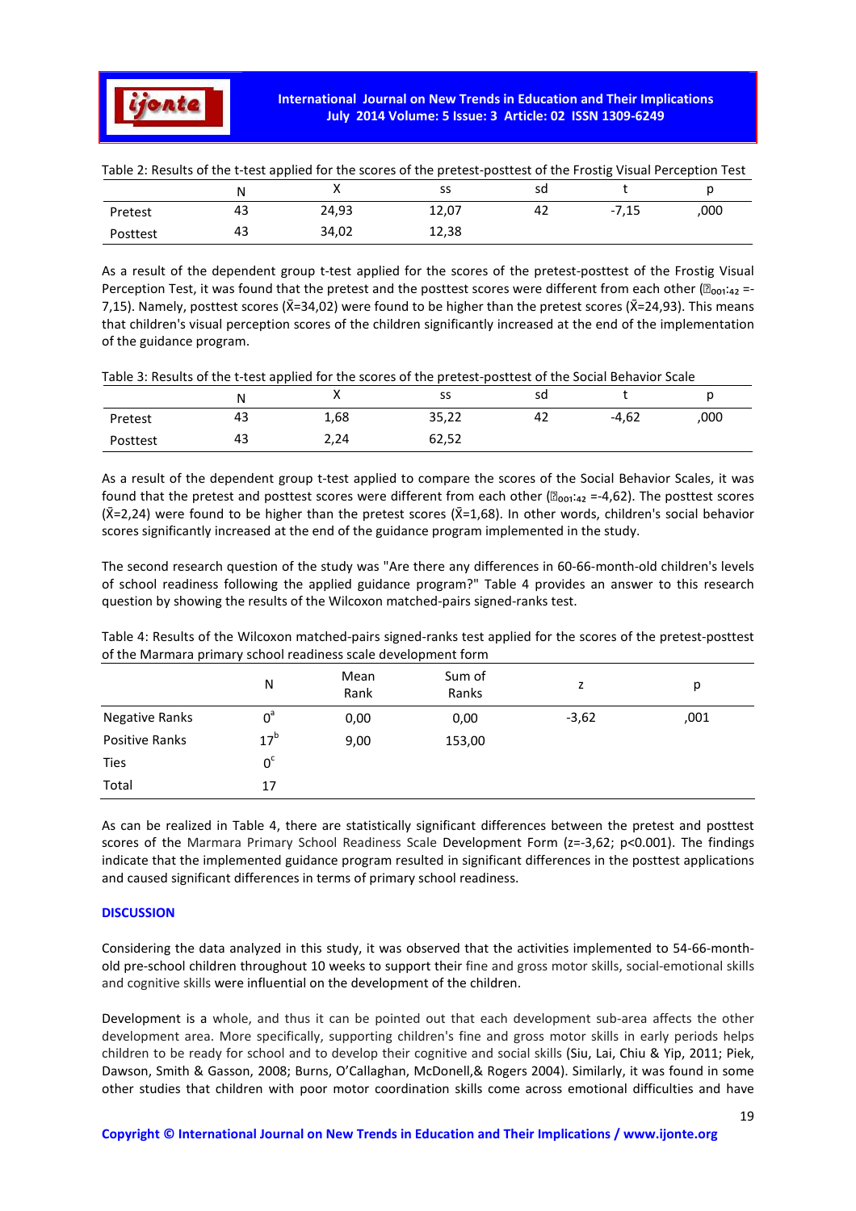Table 2: Results of the t-test applied for the scores of the pretest-posttest of the Frostig Visual Perception Test

| | N | X | ss | sd | t | p |
|---|---|---|---|---|---|---|
| Pretest | 43 | 24,93 | 12,07 | 42 | -7,15 | ,000 |
| Posttest | 43 | 34,02 | 12,38 | | | |

As a result of the dependent group t-test applied for the scores of the pretest-posttest of the Frostig Visual Perception Test, it was found that the pretest and the posttest scores were different from each other ($t_{001:42}$ =-7,15). Namely, posttest scores (X̄=34,02) were found to be higher than the pretest scores (X̄=24,93). This means that children's visual perception scores of the children significantly increased at the end of the implementation of the guidance program.

Table 3: Results of the t-test applied for the scores of the pretest-posttest of the Social Behavior Scale

| | N | X | ss | sd | t | p |
|---|---|---|---|---|---|---|
| Pretest | 43 | 1,68 | 35,22 | 42 | -4,62 | ,000 |
| Posttest | 43 | 2,24 | 62,52 | | | |

As a result of the dependent group t-test applied to compare the scores of the Social Behavior Scales, it was found that the pretest and posttest scores were different from each other ($t_{001:42}$ =-4,62). The posttest scores (X̄=2,24) were found to be higher than the pretest scores (X̄=1,68). In other words, children's social behavior scores significantly increased at the end of the guidance program implemented in the study.

The second research question of the study was "Are there any differences in 60-66-month-old children's levels of school readiness following the applied guidance program?" Table 4 provides an answer to this research question by showing the results of the Wilcoxon matched-pairs signed-ranks test.

Table 4: Results of the Wilcoxon matched-pairs signed-ranks test applied for the scores of the pretest-posttest of the Marmara primary school readiness scale development form

| | N | Mean Rank | Sum of Ranks | z | p |
|---|---|---|---|---|---|
| Negative Ranks | 0[a] | 0,00 | 0,00 | -3,62 | ,001 |
| Positive Ranks | 17[b] | 9,00 | 153,00 | | |
| Ties | 0[c] | | | | |
| Total | 17 | | | | |

As can be realized in Table 4, there are statistically significant differences between the pretest and posttest scores of the Marmara Primary School Readiness Scale Development Form (z=-3,62; p<0.001). The findings indicate that the implemented guidance program resulted in significant differences in the posttest applications and caused significant differences in terms of primary school readiness.

## DISCUSSION

Considering the data analyzed in this study, it was observed that the activities implemented to 54-66-month-old pre-school children throughout 10 weeks to support their fine and gross motor skills, social-emotional skills and cognitive skills were influential on the development of the children.

Development is a whole, and thus it can be pointed out that each development sub-area affects the other development area. More specifically, supporting children's fine and gross motor skills in early periods helps children to be ready for school and to develop their cognitive and social skills (Siu, Lai, Chiu & Yip, 2011; Piek, Dawson, Smith & Gasson, 2008; Burns, O'Callaghan, McDonell,& Rogers 2004). Similarly, it was found in some other studies that children with poor motor coordination skills come across emotional difficulties and have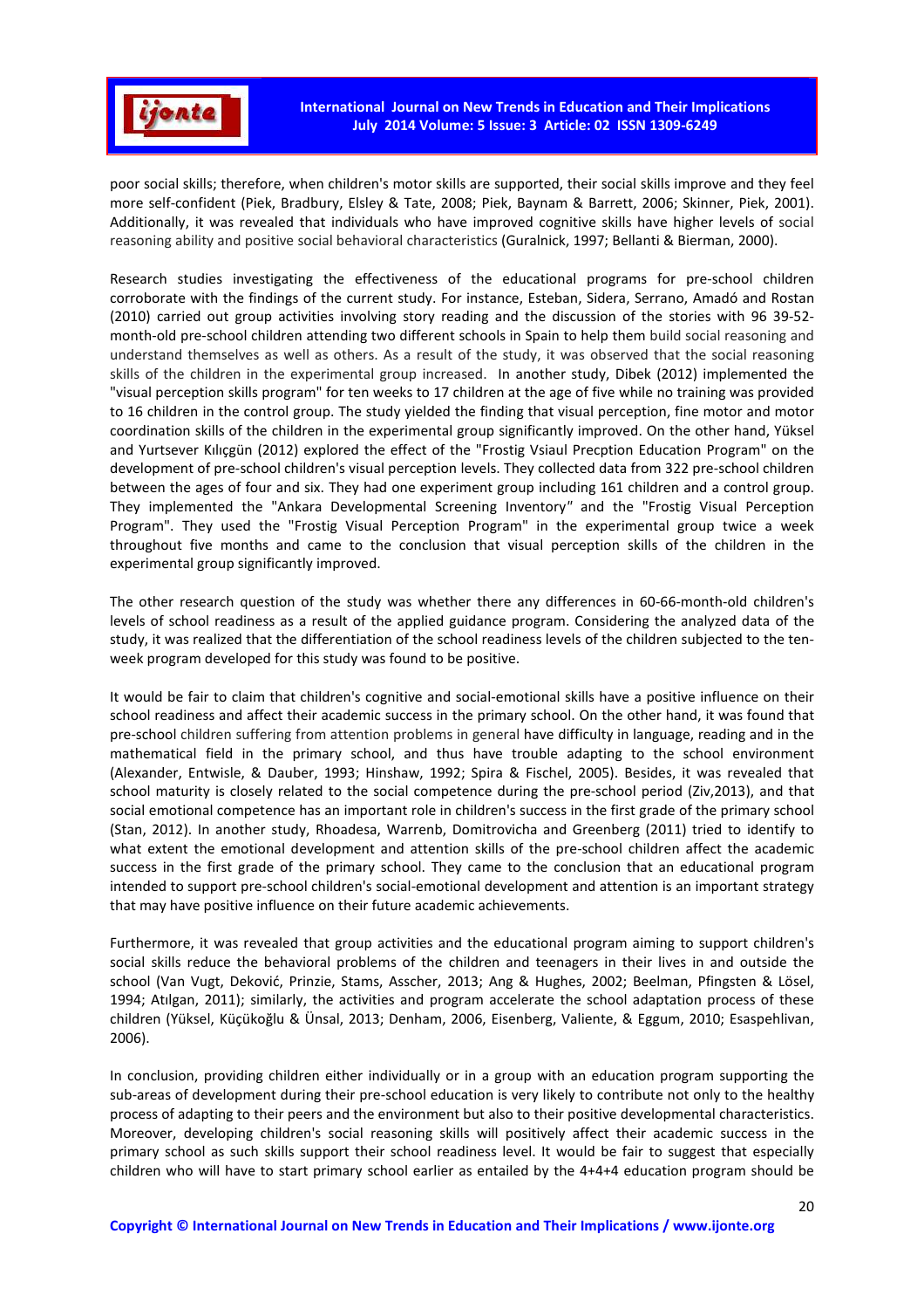poor social skills; therefore, when children's motor skills are supported, their social skills improve and they feel more self-confident (Piek, Bradbury, Elsley & Tate, 2008; Piek, Baynam & Barrett, 2006; Skinner, Piek, 2001). Additionally, it was revealed that individuals who have improved cognitive skills have higher levels of social reasoning ability and positive social behavioral characteristics (Guralnick, 1997; Bellanti & Bierman, 2000).

Research studies investigating the effectiveness of the educational programs for pre-school children corroborate with the findings of the current study. For instance, Esteban, Sidera, Serrano, Amadó and Rostan (2010) carried out group activities involving story reading and the discussion of the stories with 96 39-52-month-old pre-school children attending two different schools in Spain to help them build social reasoning and understand themselves as well as others. As a result of the study, it was observed that the social reasoning skills of the children in the experimental group increased. In another study, Dibek (2012) implemented the "visual perception skills program" for ten weeks to 17 children at the age of five while no training was provided to 16 children in the control group. The study yielded the finding that visual perception, fine motor and motor coordination skills of the children in the experimental group significantly improved. On the other hand, Yüksel and Yurtsever Kılıçgün (2012) explored the effect of the "Frostig Vsiaul Precption Education Program" on the development of pre-school children's visual perception levels. They collected data from 322 pre-school children between the ages of four and six. They had one experiment group including 161 children and a control group. They implemented the "Ankara Developmental Screening Inventory" and the "Frostig Visual Perception Program". They used the "Frostig Visual Perception Program" in the experimental group twice a week throughout five months and came to the conclusion that visual perception skills of the children in the experimental group significantly improved.

The other research question of the study was whether there any differences in 60-66-month-old children's levels of school readiness as a result of the applied guidance program. Considering the analyzed data of the study, it was realized that the differentiation of the school readiness levels of the children subjected to the ten-week program developed for this study was found to be positive.

It would be fair to claim that children's cognitive and social-emotional skills have a positive influence on their school readiness and affect their academic success in the primary school. On the other hand, it was found that pre-school children suffering from attention problems in general have difficulty in language, reading and in the mathematical field in the primary school, and thus have trouble adapting to the school environment (Alexander, Entwisle, & Dauber, 1993; Hinshaw, 1992; Spira & Fischel, 2005). Besides, it was revealed that school maturity is closely related to the social competence during the pre-school period (Ziv,2013), and that social emotional competence has an important role in children's success in the first grade of the primary school (Stan, 2012). In another study, Rhoadesa, Warrenb, Domitrovicha and Greenberg (2011) tried to identify to what extent the emotional development and attention skills of the pre-school children affect the academic success in the first grade of the primary school. They came to the conclusion that an educational program intended to support pre-school children's social-emotional development and attention is an important strategy that may have positive influence on their future academic achievements.

Furthermore, it was revealed that group activities and the educational program aiming to support children's social skills reduce the behavioral problems of the children and teenagers in their lives in and outside the school (Van Vugt, Deković, Prinzie, Stams, Asscher, 2013; Ang & Hughes, 2002; Beelman, Pfingsten & Lösel, 1994; Atılgan, 2011); similarly, the activities and program accelerate the school adaptation process of these children (Yüksel, Küçükoğlu & Ünsal, 2013; Denham, 2006, Eisenberg, Valiente, & Eggum, 2010; Esaspehlivan, 2006).

In conclusion, providing children either individually or in a group with an education program supporting the sub-areas of development during their pre-school education is very likely to contribute not only to the healthy process of adapting to their peers and the environment but also to their positive developmental characteristics. Moreover, developing children's social reasoning skills will positively affect their academic success in the primary school as such skills support their school readiness level. It would be fair to suggest that especially children who will have to start primary school earlier as entailed by the 4+4+4 education program should be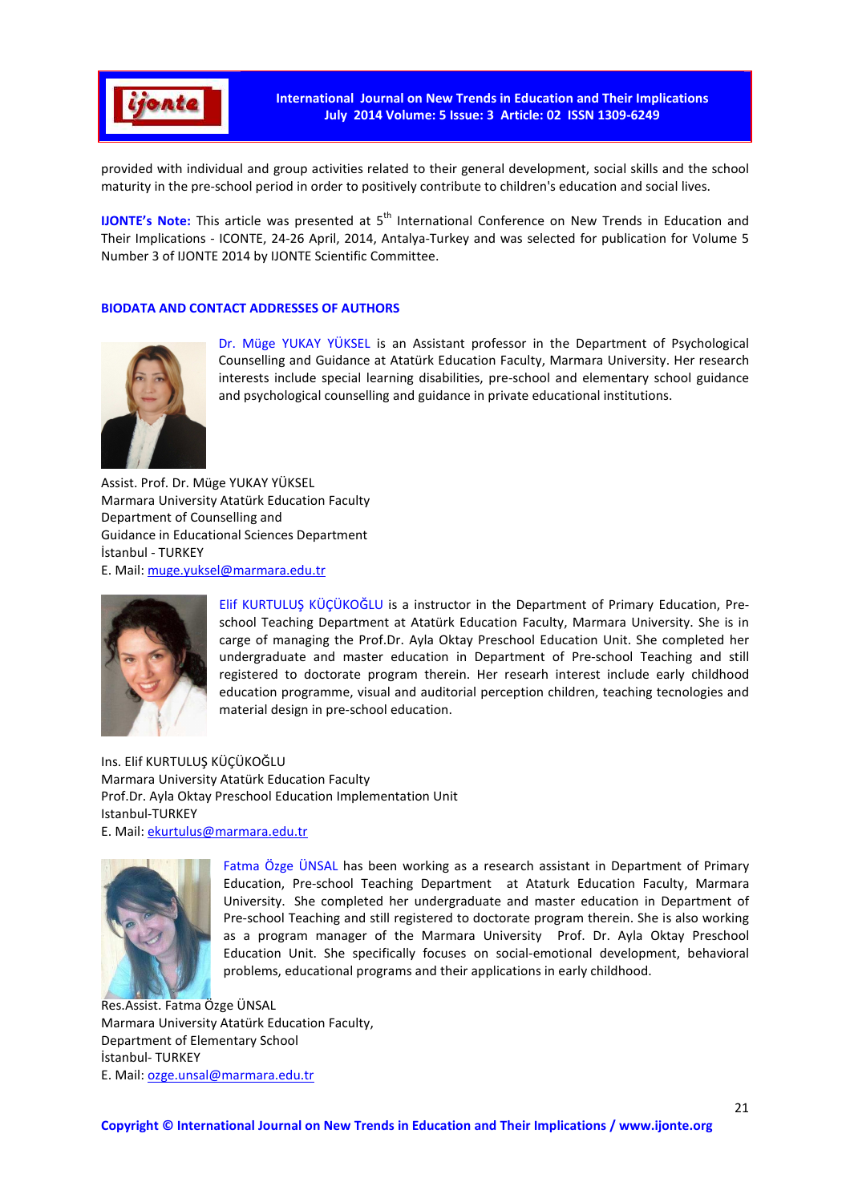provided with individual and group activities related to their general development, social skills and the school maturity in the pre-school period in order to positively contribute to children's education and social lives.

**IJONTE's Note:** This article was presented at 5th International Conference on New Trends in Education and Their Implications - ICONTE, 24-26 April, 2014, Antalya-Turkey and was selected for publication for Volume 5 Number 3 of IJONTE 2014 by IJONTE Scientific Committee.

## BIODATA AND CONTACT ADDRESSES OF AUTHORS

Dr. Müge YUKAY YÜKSEL is an Assistant professor in the Department of Psychological Counselling and Guidance at Atatürk Education Faculty, Marmara University. Her research interests include special learning disabilities, pre-school and elementary school guidance and psychological counselling and guidance in private educational institutions.

Assist. Prof. Dr. Müge YUKAY YÜKSEL
Marmara University Atatürk Education Faculty
Department of Counselling and
Guidance in Educational Sciences Department
İstanbul - TURKEY
E. Mail: muge.yuksel@marmara.edu.tr

Elif KURTULUŞ KÜÇÜKOĞLU is a instructor in the Department of Primary Education, Pre-school Teaching Department at Atatürk Education Faculty, Marmara University. She is in carge of managing the Prof.Dr. Ayla Oktay Preschool Education Unit. She completed her undergraduate and master education in Department of Pre-school Teaching and still registered to doctorate program therein. Her research interest include early childhood education programme, visual and auditorial perception children, teaching tecnologies and material design in pre-school education.

Ins. Elif KURTULUŞ KÜÇÜKOĞLU
Marmara University Atatürk Education Faculty
Prof.Dr. Ayla Oktay Preschool Education Implementation Unit
Istanbul-TURKEY
E. Mail: ekurtulus@marmara.edu.tr

Fatma Özge ÜNSAL has been working as a research assistant in Department of Primary Education, Pre-school Teaching Department at Ataturk Education Faculty, Marmara University. She completed her undergraduate and master education in Department of Pre-school Teaching and still registered to doctorate program therein. She is also working as a program manager of the Marmara University Prof. Dr. Ayla Oktay Preschool Education Unit. She specifically focuses on social-emotional development, behavioral problems, educational programs and their applications in early childhood.

Res.Assist. Fatma Özge ÜNSAL
Marmara University Atatürk Education Faculty,
Department of Elementary School
İstanbul- TURKEY
E. Mail: ozge.unsal@marmara.edu.tr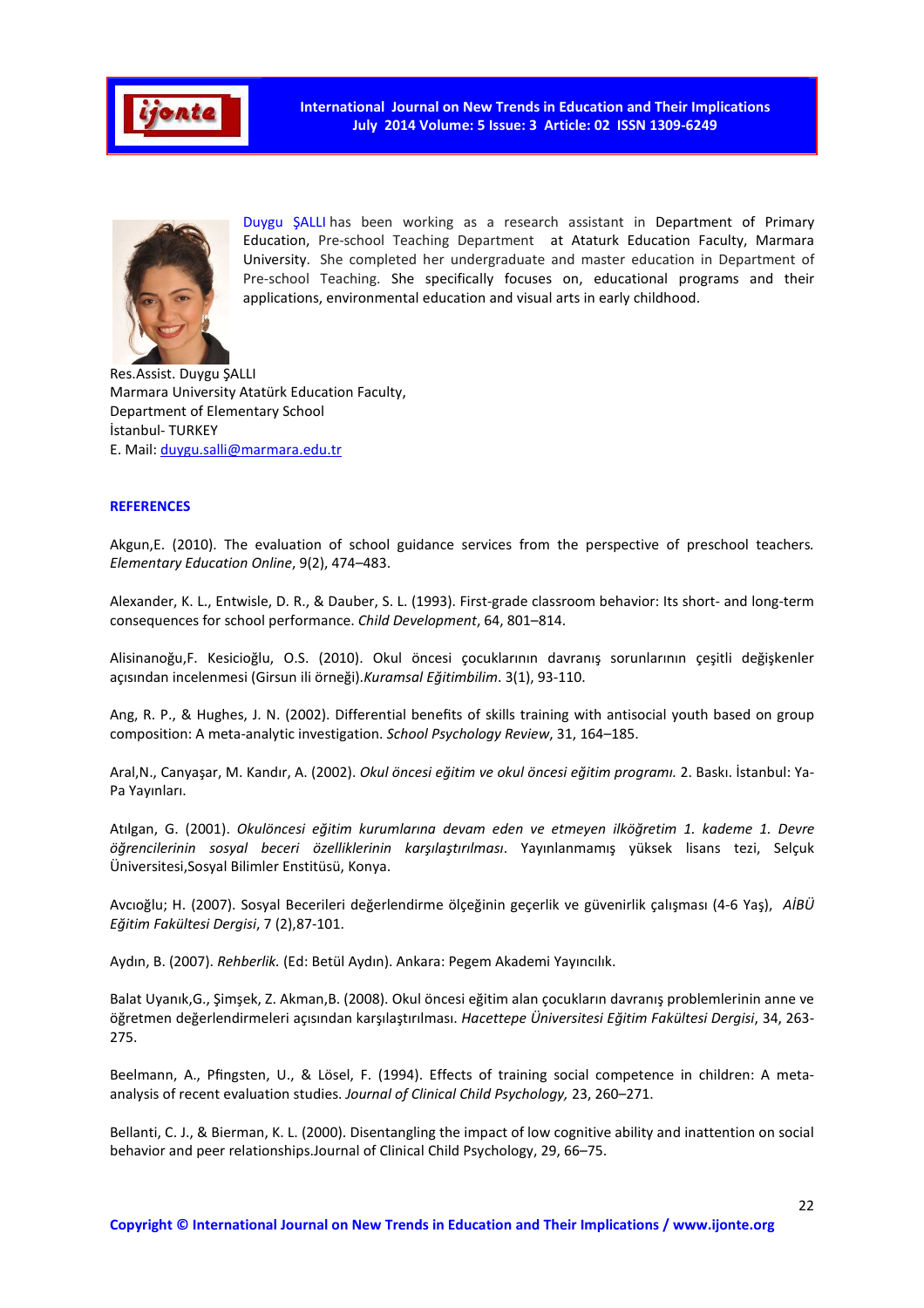Duygu ŞALLI has been working as a research assistant in Department of Primary Education, Pre-school Teaching Department at Ataturk Education Faculty, Marmara University. She completed her undergraduate and master education in Department of Pre-school Teaching. She specifically focuses on, educational programs and their applications, environmental education and visual arts in early childhood.

Res.Assist. Duygu ŞALLI
Marmara University Atatürk Education Faculty,
Department of Elementary School
İstanbul- TURKEY
E. Mail: duygu.salli@marmara.edu.tr

## REFERENCES

Akgun,E. (2010). The evaluation of school guidance services from the perspective of preschool teachers. *Elementary Education Online*, 9(2), 474–483.

Alexander, K. L., Entwisle, D. R., & Dauber, S. L. (1993). First-grade classroom behavior: Its short- and long-term consequences for school performance. *Child Development*, 64, 801–814.

Alisinanoğlu,F. Kesicioğlu, O.S. (2010). Okul öncesi çocuklarının davranış sorunlarının çeşitli değişkenler açısından incelenmesi (Girsun ili örneği).*Kuramsal Eğitimbilim*. 3(1), 93-110.

Ang, R. P., & Hughes, J. N. (2002). Differential benefits of skills training with antisocial youth based on group composition: A meta-analytic investigation. *School Psychology Review*, 31, 164–185.

Aral,N., Canyaşar, M. Kandır, A. (2002). *Okul öncesi eğitim ve okul öncesi eğitim programı.* 2. Baskı. İstanbul: Ya-Pa Yayınları.

Atılgan, G. (2001). *Okulöncesi eğitim kurumlarına devam eden ve etmeyen ilköğretim 1. kademe 1. Devre öğrencilerinin sosyal beceri özelliklerinin karşılaştırılması*. Yayınlanmamış yüksek lisans tezi, Selçuk Üniversitesi,Sosyal Bilimler Enstitüsü, Konya.

Avcıoğlu; H. (2007). Sosyal Becerileri değerlendirme ölçeğinin geçerlik ve güvenirlik çalışması (4-6 Yaş), *AİBÜ Eğitim Fakültesi Dergisi*, 7 (2),87-101.

Aydın, B. (2007). *Rehberlik.* (Ed: Betül Aydın). Ankara: Pegem Akademi Yayıncılık.

Balat Uyanık,G., Şimşek, Z. Akman,B. (2008). Okul öncesi eğitim alan çocukların davranış problemlerinin anne ve öğretmen değerlendirmeleri açısından karşılaştırılması. *Hacettepe Üniversitesi Eğitim Fakültesi Dergisi*, 34, 263-275.

Beelmann, A., Pfingsten, U., & Lösel, F. (1994). Effects of training social competence in children: A meta-analysis of recent evaluation studies. *Journal of Clinical Child Psychology,* 23, 260–271.

Bellanti, C. J., & Bierman, K. L. (2000). Disentangling the impact of low cognitive ability and inattention on social behavior and peer relationships.Journal of Clinical Child Psychology, 29, 66–75.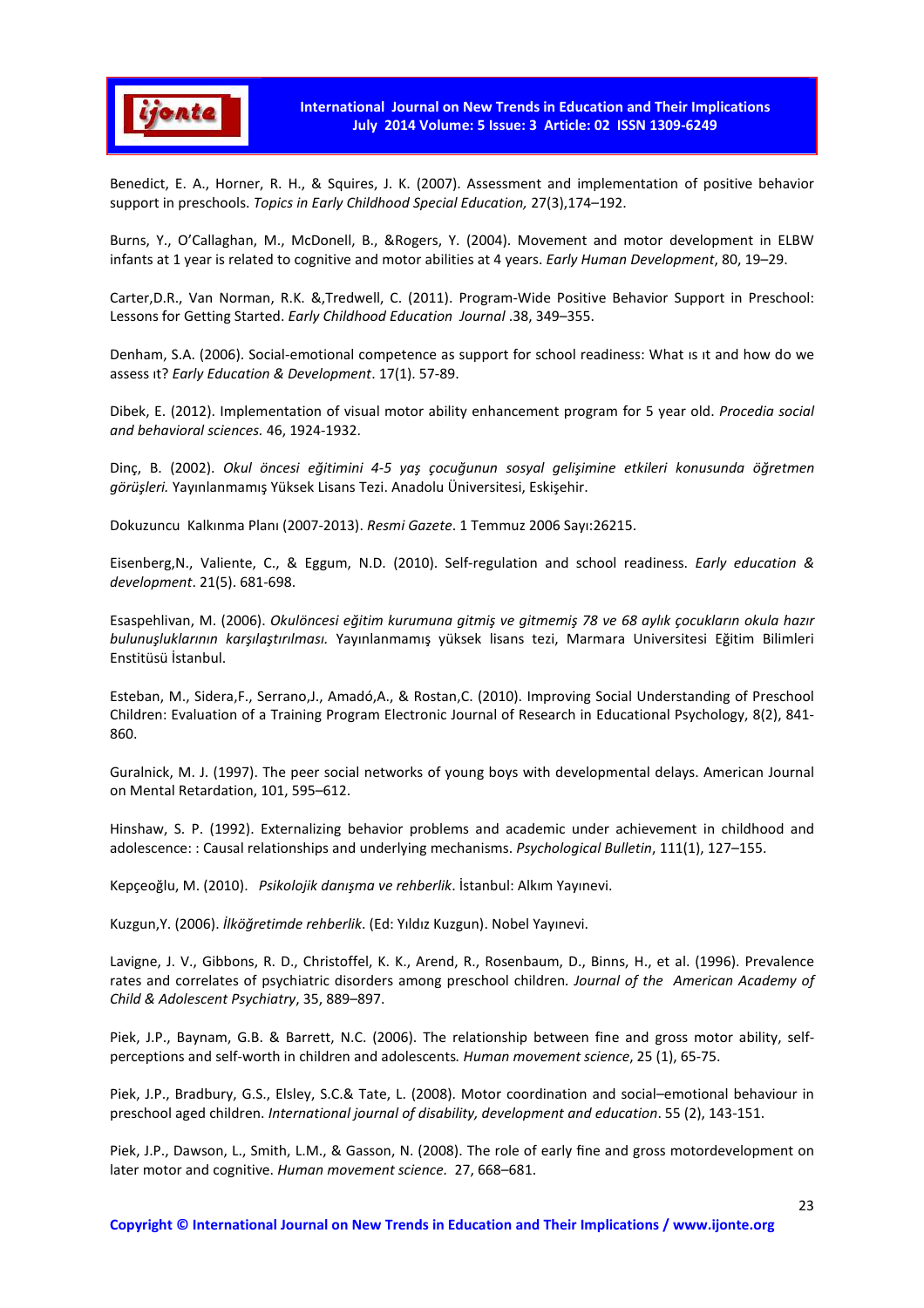Benedict, E. A., Horner, R. H., & Squires, J. K. (2007). Assessment and implementation of positive behavior support in preschools. *Topics in Early Childhood Special Education,* 27(3),174–192.

Burns, Y., O'Callaghan, M., McDonell, B., &Rogers, Y. (2004). Movement and motor development in ELBW infants at 1 year is related to cognitive and motor abilities at 4 years. *Early Human Development*, 80, 19–29.

Carter,D.R., Van Norman, R.K. &,Tredwell, C. (2011). Program-Wide Positive Behavior Support in Preschool: Lessons for Getting Started. *Early Childhood Education Journal* .38, 349–355.

Denham, S.A. (2006). Social-emotional competence as support for school readiness: What ıs ıt and how do we assess ıt? *Early Education & Development*. 17(1). 57-89.

Dibek, E. (2012). Implementation of visual motor ability enhancement program for 5 year old. *Procedia social and behavioral sciences.* 46, 1924-1932.

Dinç, B. (2002). *Okul öncesi eğitimini 4-5 yaş çocuğunun sosyal gelişimine etkileri konusunda öğretmen görüşleri.* Yayınlanmamış Yüksek Lisans Tezi. Anadolu Üniversitesi, Eskişehir.

Dokuzuncu Kalkınma Planı (2007-2013). *Resmi Gazete*. 1 Temmuz 2006 Sayı:26215.

Eisenberg,N., Valiente, C., & Eggum, N.D. (2010). Self-regulation and school readiness. *Early education & development*. 21(5). 681-698.

Esaspehlivan, M. (2006). *Okulöncesi eğitim kurumuna gitmiş ve gitmemiş 78 ve 68 aylık çocukların okula hazır bulunuşluklarının karşılaştırılması.* Yayınlanmamış yüksek lisans tezi, Marmara Universitesi Eğitim Bilimleri Enstitüsü İstanbul.

Esteban, M., Sidera,F., Serrano,J., Amadó,A., & Rostan,C. (2010). Improving Social Understanding of Preschool Children: Evaluation of a Training Program Electronic Journal of Research in Educational Psychology, 8(2), 841-860.

Guralnick, M. J. (1997). The peer social networks of young boys with developmental delays. American Journal on Mental Retardation, 101, 595–612.

Hinshaw, S. P. (1992). Externalizing behavior problems and academic under achievement in childhood and adolescence: : Causal relationships and underlying mechanisms. *Psychological Bulletin*, 111(1), 127–155.

Kepçeoğlu, M. (2010). *Psikolojik danışma ve rehberlik*. İstanbul: Alkım Yayınevi.

Kuzgun,Y. (2006). *İlköğretimde rehberlik*. (Ed: Yıldız Kuzgun). Nobel Yayınevi.

Lavigne, J. V., Gibbons, R. D., Christoffel, K. K., Arend, R., Rosenbaum, D., Binns, H., et al. (1996). Prevalence rates and correlates of psychiatric disorders among preschool children. *Journal of the American Academy of Child & Adolescent Psychiatry*, 35, 889–897.

Piek, J.P., Baynam, G.B. & Barrett, N.C. (2006). The relationship between fine and gross motor ability, self-perceptions and self-worth in children and adolescents*. Human movement science*, 25 (1), 65-75.

Piek, J.P., Bradbury, G.S., Elsley, S.C.& Tate, L. (2008). Motor coordination and social–emotional behaviour in preschool aged children. *International journal of disability, development and education*. 55 (2), 143-151.

Piek, J.P., Dawson, L., Smith, L.M., & Gasson, N. (2008). The role of early fine and gross motordevelopment on later motor and cognitive. *Human movement science.* 27, 668–681.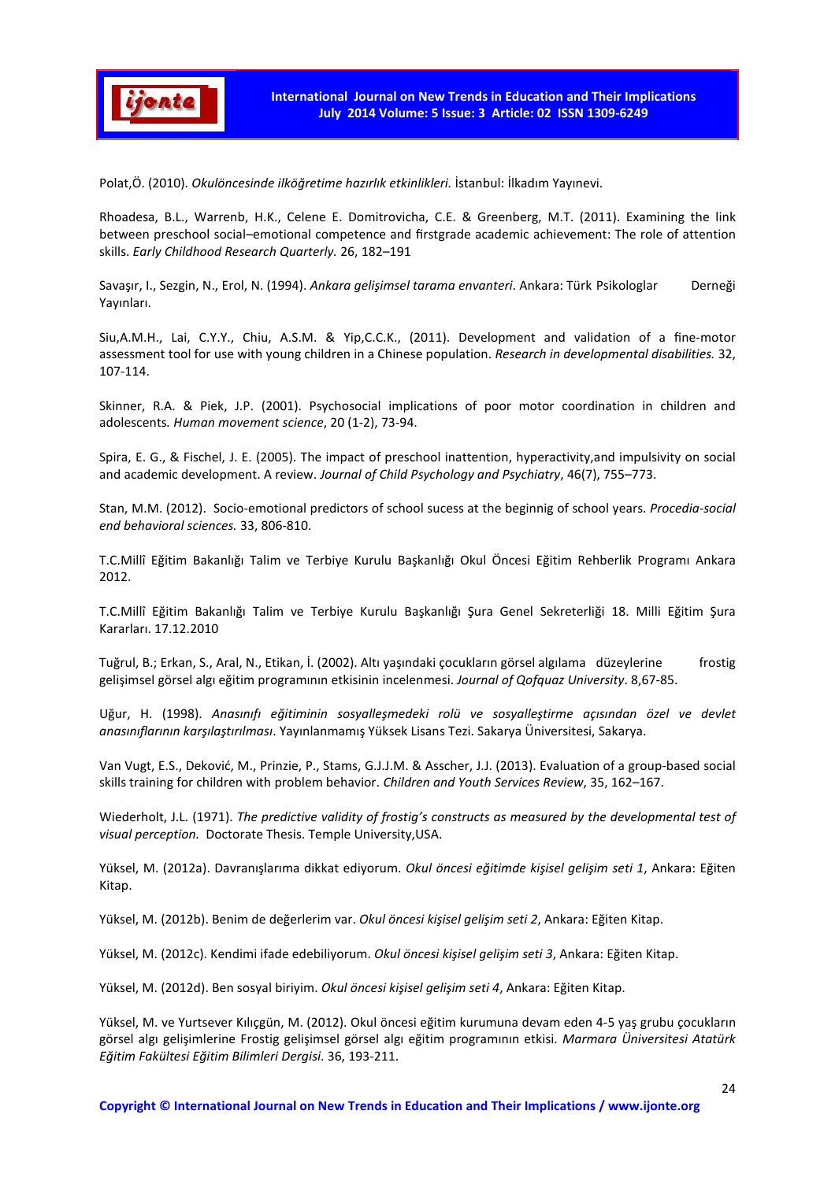Polat,Ö. (2010). *Okulöncesinde ilköğretime hazırlık etkinlikleri.* İstanbul: İlkadım Yayınevi.

Rhoadesa, B.L., Warrenb, H.K., Celene E. Domitrovicha, C.E. & Greenberg, M.T. (2011). Examining the link between preschool social–emotional competence and firstgrade academic achievement: The role of attention skills. *Early Childhood Research Quarterly.* 26, 182–191

Savaşır, I., Sezgin, N., Erol, N. (1994). *Ankara gelişimsel tarama envanteri*. Ankara: Türk Psikologlar Derneği Yayınları.

Siu,A.M.H., Lai, C.Y.Y., Chiu, A.S.M. & Yip,C.C.K., (2011). Development and validation of a fine-motor assessment tool for use with young children in a Chinese population. *Research in developmental disabilities.* 32, 107-114.

Skinner, R.A. & Piek, J.P. (2001). Psychosocial implications of poor motor coordination in children and adolescents*. Human movement science*, 20 (1-2), 73-94.

Spira, E. G., & Fischel, J. E. (2005). The impact of preschool inattention, hyperactivity,and impulsivity on social and academic development. A review. *Journal of Child Psychology and Psychiatry*, 46(7), 755–773.

Stan, M.M. (2012). Socio-emotional predictors of school sucess at the beginnig of school years. *Procedia-social end behavioral sciences.* 33, 806-810.

T.C.Millî Eğitim Bakanlığı Talim ve Terbiye Kurulu Başkanlığı Okul Öncesi Eğitim Rehberlik Programı Ankara 2012.

T.C.Millî Eğitim Bakanlığı Talim ve Terbiye Kurulu Başkanlığı Şura Genel Sekreterliği 18. Milli Eğitim Şura Kararları. 17.12.2010

Tuğrul, B.; Erkan, S., Aral, N., Etikan, İ. (2002). Altı yaşındaki çocukların görsel algılama düzeylerine frostig gelişimsel görsel algı eğitim programının etkisinin incelenmesi. *Journal of Qofquaz University*. 8,67-85.

Uğur, H. (1998). *Anasınıfı eğitiminin sosyalleşmedeki rolü ve sosyalleştirme açısından özel ve devlet anasınıflarının karşılaştırılması*. Yayınlanmamış Yüksek Lisans Tezi. Sakarya Üniversitesi, Sakarya.

Van Vugt, E.S., Deković, M., Prinzie, P., Stams, G.J.J.M. & Asscher, J.J. (2013). Evaluation of a group-based social skills training for children with problem behavior. *Children and Youth Services Review*, 35, 162–167.

Wiederholt, J.L. (1971). *The predictive validity of frostig's constructs as measured by the developmental test of visual perception.* Doctorate Thesis. Temple University,USA.

Yüksel, M. (2012a). Davranışlarıma dikkat ediyorum. *Okul öncesi eğitimde kişisel gelişim seti 1*, Ankara: Eğiten Kitap.

Yüksel, M. (2012b). Benim de değerlerim var. *Okul öncesi kişisel gelişim seti 2*, Ankara: Eğiten Kitap.

Yüksel, M. (2012c). Kendimi ifade edebiliyorum. *Okul öncesi kişisel gelişim seti 3*, Ankara: Eğiten Kitap.

Yüksel, M. (2012d). Ben sosyal biriyim. *Okul öncesi kişisel gelişim seti 4*, Ankara: Eğiten Kitap.

Yüksel, M. ve Yurtsever Kılıçgün, M. (2012). Okul öncesi eğitim kurumuna devam eden 4-5 yaş grubu çocukların görsel algı gelişimlerine Frostig gelişimsel görsel algı eğitim programının etkisi. *Marmara Üniversitesi Atatürk Eğitim Fakültesi Eğitim Bilimleri Dergisi*. 36, 193-211.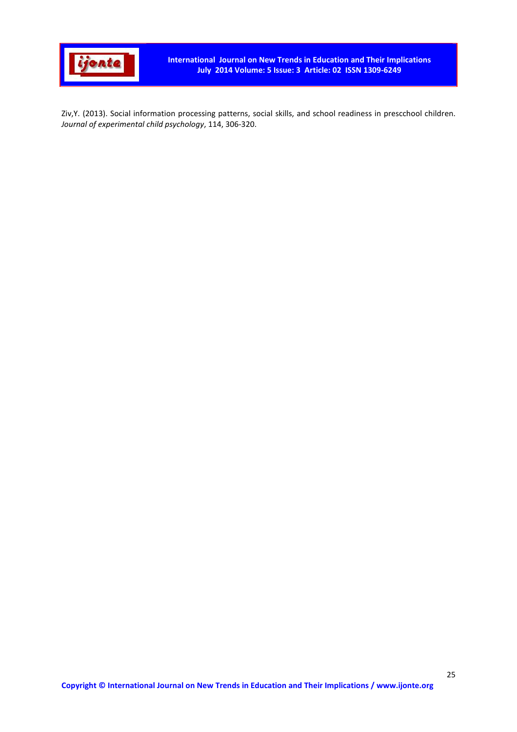Ziv,Y. (2013). Social information processing patterns, social skills, and school readiness in prescchool children. *Journal of experimental child psychology*, 114, 306-320.